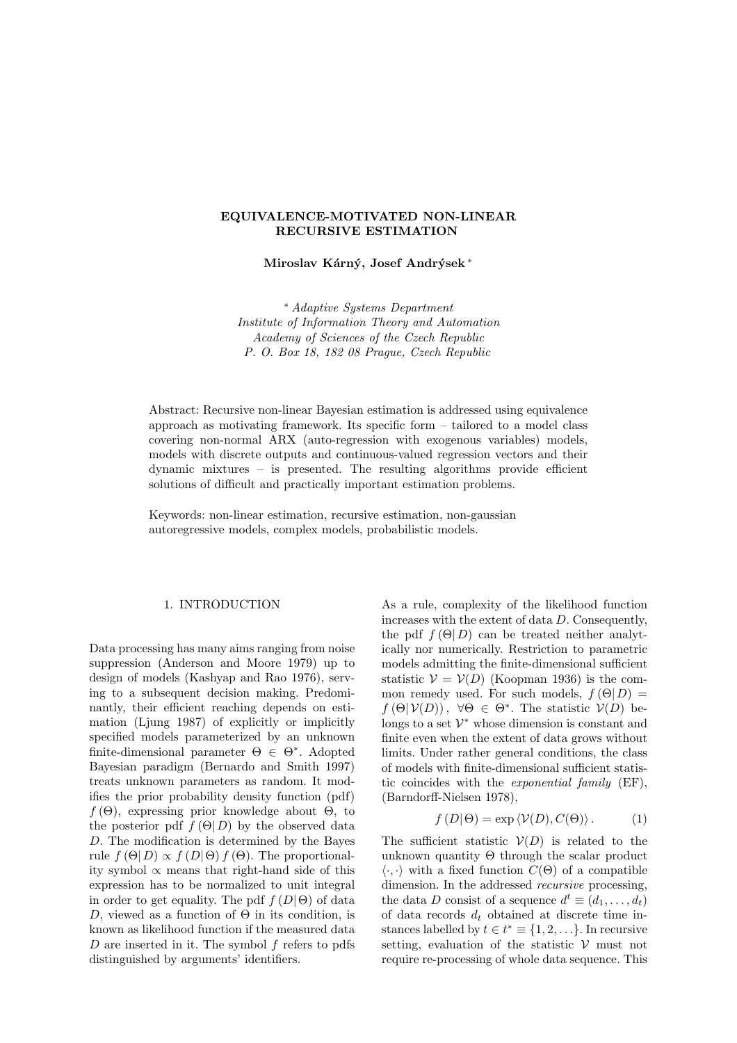# EQUIVALENCE-MOTIVATED NON-LINEAR RECURSIVE ESTIMATION

**Miroslav Kárný, Josef Andrýsek** [*]

[*] *Adaptive Systems Department*
*Institute of Information Theory and Automation*
*Academy of Sciences of the Czech Republic*
*P. O. Box 18, 182 08 Prague, Czech Republic*

Abstract: Recursive non-linear Bayesian estimation is addressed using equivalence approach as motivating framework. Its specific form – tailored to a model class covering non-normal ARX (auto-regression with exogenous variables) models, models with discrete outputs and continuous-valued regression vectors and their dynamic mixtures – is presented. The resulting algorithms provide efficient solutions of difficult and practically important estimation problems.

Keywords: non-linear estimation, recursive estimation, non-gaussian autoregressive models, complex models, probabilistic models.

## 1. INTRODUCTION

Data processing has many aims ranging from noise suppression (Anderson and Moore 1979) up to design of models (Kashyap and Rao 1976), serving to a subsequent decision making. Predominantly, their efficient reaching depends on estimation (Ljung 1987) of explicitly or implicitly specified models parameterized by an unknown finite-dimensional parameter $\Theta \in \Theta^*$. Adopted Bayesian paradigm (Bernardo and Smith 1997) treats unknown parameters as random. It modifies the prior probability density function (pdf) $f(\Theta)$, expressing prior knowledge about $\Theta$, to the posterior pdf $f(\Theta|D)$ by the observed data $D$. The modification is determined by the Bayes rule $f(\Theta|D) \propto f(D|\Theta)\, f(\Theta)$. The proportionality symbol $\propto$ means that right-hand side of this expression has to be normalized to unit integral in order to get equality. The pdf $f(D|\Theta)$ of data $D$, viewed as a function of $\Theta$ in its condition, is known as likelihood function if the measured data $D$ are inserted in it. The symbol $f$ refers to pdfs distinguished by arguments' identifiers.

As a rule, complexity of the likelihood function increases with the extent of data $D$. Consequently, the pdf $f(\Theta|D)$ can be treated neither analytically nor numerically. Restriction to parametric models admitting the finite-dimensional sufficient statistic $\mathcal{V} = \mathcal{V}(D)$ (Koopman 1936) is the common remedy used. For such models, $f(\Theta|D) = f(\Theta|\mathcal{V}(D))$, $\forall \Theta \in \Theta^*$. The statistic $\mathcal{V}(D)$ belongs to a set $\mathcal{V}^*$ whose dimension is constant and finite even when the extent of data grows without limits. Under rather general conditions, the class of models with finite-dimensional sufficient statistic coincides with the *exponential family* (EF), (Barndorff-Nielsen 1978),

$$f(D|\Theta) = \exp \langle \mathcal{V}(D), C(\Theta) \rangle . \qquad (1)$$

The sufficient statistic $\mathcal{V}(D)$ is related to the unknown quantity $\Theta$ through the scalar product $\langle \cdot, \cdot \rangle$ with a fixed function $C(\Theta)$ of a compatible dimension. In the addressed *recursive* processing, the data $D$ consist of a sequence $d^t \equiv (d_1, \ldots, d_t)$ of data records $d_t$ obtained at discrete time instances labelled by $t \in t^* \equiv \{1, 2, \ldots\}$. In recursive setting, evaluation of the statistic $\mathcal{V}$ must not require re-processing of whole data sequence. This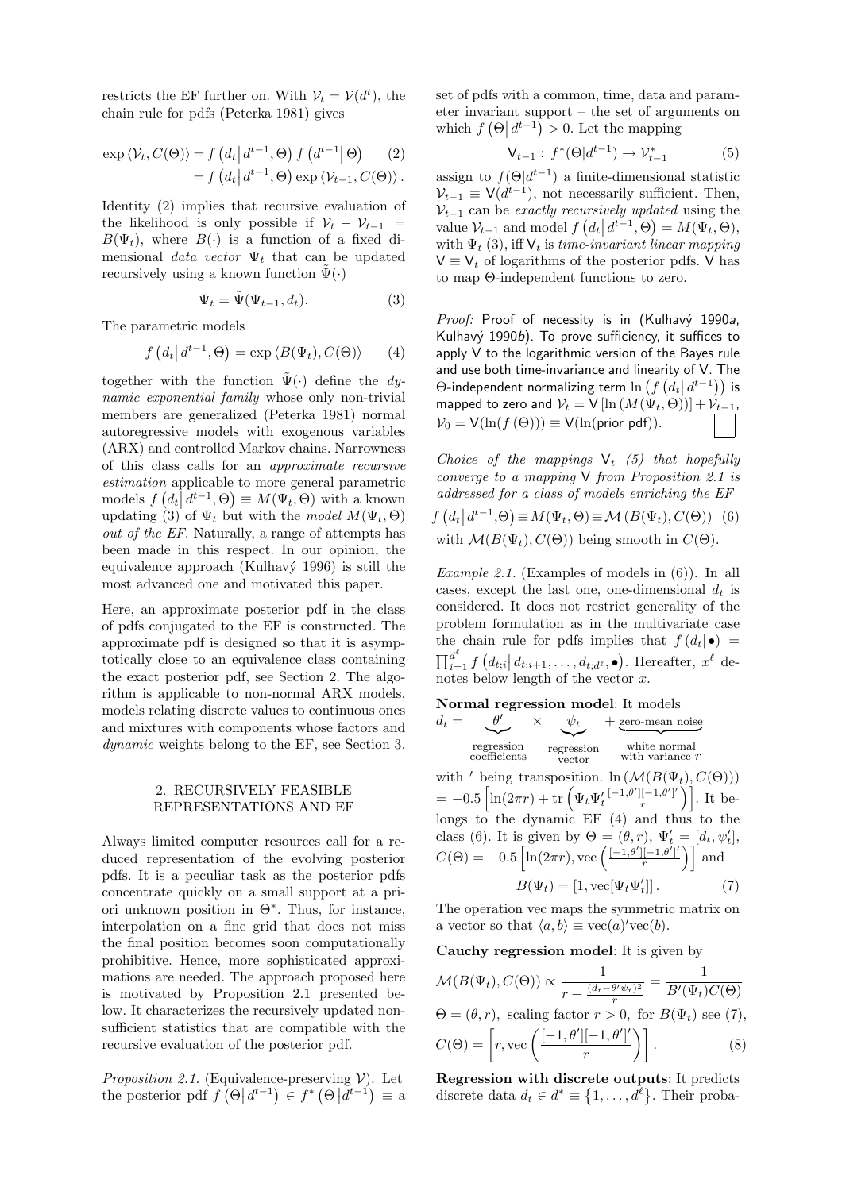restricts the EF further on. With $\mathcal{V}_t = \mathcal{V}(d^t)$, the chain rule for pdfs (Peterka 1981) gives

$$\exp\langle \mathcal{V}_t, C(\Theta)\rangle = f\left(d_t \middle| d^{t-1}, \Theta\right) f\left(d^{t-1} \middle| \Theta\right) \qquad (2)$$
$$= f\left(d_t \middle| d^{t-1}, \Theta\right) \exp\langle \mathcal{V}_{t-1}, C(\Theta)\rangle .$$

Identity (2) implies that recursive evaluation of the likelihood is only possible if $\mathcal{V}_t - \mathcal{V}_{t-1} = B(\Psi_t)$, where $B(\cdot)$ is a function of a fixed dimensional *data vector* $\Psi_t$ that can be updated recursively using a known function $\tilde{\Psi}(\cdot)$

$$\Psi_t = \tilde{\Psi}(\Psi_{t-1}, d_t). \qquad (3)$$

The parametric models

$$f\left(d_t \middle| d^{t-1}, \Theta\right) = \exp\langle B(\Psi_t), C(\Theta)\rangle \qquad (4)$$

together with the function $\tilde{\Psi}(\cdot)$ define the *dynamic exponential family* whose only non-trivial members are generalized (Peterka 1981) normal autoregressive models with exogenous variables (ARX) and controlled Markov chains. Narrowness of this class calls for an *approximate recursive estimation* applicable to more general parametric models $f\left(d_t \middle| d^{t-1}, \Theta\right) \equiv M(\Psi_t, \Theta)$ with a known updating (3) of $\Psi_t$ but with the *model* $M(\Psi_t, \Theta)$ *out of the EF*. Naturally, a range of attempts has been made in this respect. In our opinion, the equivalence approach (Kulhavý 1996) is still the most advanced one and motivated this paper.

Here, an approximate posterior pdf in the class of pdfs conjugated to the EF is constructed. The approximate pdf is designed so that it is asymptotically close to an equivalence class containing the exact posterior pdf, see Section 2. The algorithm is applicable to non-normal ARX models, models relating discrete values to continuous ones and mixtures with components whose factors and *dynamic* weights belong to the EF, see Section 3.

## 2. RECURSIVELY FEASIBLE REPRESENTATIONS AND EF

Always limited computer resources call for a reduced representation of the evolving posterior pdfs. It is a peculiar task as the posterior pdfs concentrate quickly on a small support at a priori unknown position in $\Theta^*$. Thus, for instance, interpolation on a fine grid that does not miss the final position becomes soon computationally prohibitive. Hence, more sophisticated approximations are needed. The approach proposed here is motivated by Proposition 2.1 presented below. It characterizes the recursively updated non-sufficient statistics that are compatible with the recursive evaluation of the posterior pdf.

*Proposition 2.1.* (Equivalence-preserving $\mathcal{V}$). Let the posterior pdf $f\left(\Theta \middle| d^{t-1}\right) \in f^*\left(\Theta \middle| d^{t-1}\right) \equiv$ a set of pdfs with a common, time, data and parameter invariant support – the set of arguments on which $f\left(\Theta \middle| d^{t-1}\right) > 0$. Let the mapping

$$\mathsf{V}_{t-1} : f^*(\Theta|d^{t-1}) \to \mathcal{V}^*_{t-1} \qquad (5)$$

assign to $f(\Theta|d^{t-1})$ a finite-dimensional statistic $\mathcal{V}_{t-1} \equiv \mathsf{V}(d^{t-1})$, not necessarily sufficient. Then, $\mathcal{V}_{t-1}$ can be *exactly recursively updated* using the value $\mathcal{V}_{t-1}$ and model $f\left(d_t \middle| d^{t-1}, \Theta\right) = M(\Psi_t, \Theta)$, with $\Psi_t$ (3), iff $\mathsf{V}_t$ is *time-invariant linear mapping* $\mathsf{V} \equiv \mathsf{V}_t$ of logarithms of the posterior pdfs. $\mathsf{V}$ has to map $\Theta$-independent functions to zero.

*Proof:* Proof of necessity is in (Kulhavý 1990*a*, Kulhavý 1990*b*). To prove sufficiency, it suffices to apply $\mathsf{V}$ to the logarithmic version of the Bayes rule and use both time-invariance and linearity of $\mathsf{V}$. The $\Theta$-independent normalizing term $\ln\left(f\left(d_t \middle| d^{t-1}\right)\right)$ is mapped to zero and $\mathcal{V}_t = \mathsf{V}\left[\ln\left(M(\Psi_t, \Theta)\right)\right] + \mathcal{V}_{t-1}$, $\mathcal{V}_0 = \mathsf{V}(\ln(f(\Theta))) \equiv \mathsf{V}(\ln(\text{prior pdf}))$. □

*Choice of the mappings $\mathsf{V}_t$ (5) that hopefully converge to a mapping $\mathsf{V}$ from Proposition 2.1 is addressed for a class of models enriching the EF*

$$f\left(d_t \middle| d^{t-1}, \Theta\right) \equiv M(\Psi_t, \Theta) \equiv \mathcal{M}\left(B(\Psi_t), C(\Theta)\right) \quad (6)$$

with $\mathcal{M}(B(\Psi_t), C(\Theta))$ being smooth in $C(\Theta)$.

*Example 2.1.* (Examples of models in (6)). In all cases, except the last one, one-dimensional $d_t$ is considered. It does not restrict generality of the problem formulation as in the multivariate case the chain rule for pdfs implies that $f(d_t|\bullet) = \prod_{i=1}^{d^\ell} f\left(d_{t;i} \middle| d_{t;i+1}, \ldots, d_{t;d^\ell}, \bullet\right)$. Hereafter, $x^\ell$ denotes below length of the vector $x$.

**Normal regression model**: It models

$$d_t = \underbrace{\theta'}_{\substack{\text{regression}\\\text{coefficients}}} \times \underbrace{\psi_t}_{\substack{\text{regression}\\\text{vector}}} + \underbrace{\text{zero-mean noise}}_{\substack{\text{white normal}\\\text{with variance } r}}$$

with $'$ being transposition. $\ln\left(\mathcal{M}(B(\Psi_t), C(\Theta))\right) = -0.5\left[\ln(2\pi r) + \mathrm{tr}\left(\Psi_t\Psi_t' \frac{[-1,\theta'][-1,\theta']'}{r}\right)\right]$. It belongs to the dynamic EF (4) and thus to the class (6). It is given by $\Theta = (\theta, r)$, $\Psi_t' = [d_t, \psi_t']$, $C(\Theta) = -0.5\left[\ln(2\pi r), \mathrm{vec}\left(\frac{[-1,\theta'][-1,\theta']'}{r}\right)\right]$ and

$$B(\Psi_t) = [1, \mathrm{vec}[\Psi_t\Psi_t']]. \qquad (7)$$

The operation vec maps the symmetric matrix on a vector so that $\langle a, b\rangle \equiv \mathrm{vec}(a)'\mathrm{vec}(b)$.

**Cauchy regression model**: It is given by

$$\mathcal{M}(B(\Psi_t), C(\Theta)) \propto \frac{1}{r + \frac{(d_t - \theta'\psi_t)^2}{r}} = \frac{1}{B'(\Psi_t)C(\Theta)}$$

$\Theta = (\theta, r)$, scaling factor $r > 0$, for $B(\Psi_t)$ see (7),

$$C(\Theta) = \left[r, \mathrm{vec}\left(\frac{[-1,\theta'][-1,\theta']'}{r}\right)\right]. \qquad (8)$$

**Regression with discrete outputs**: It predicts discrete data $d_t \in d^* \equiv \left\{1, \ldots, d^\ell\right\}$. Their proba-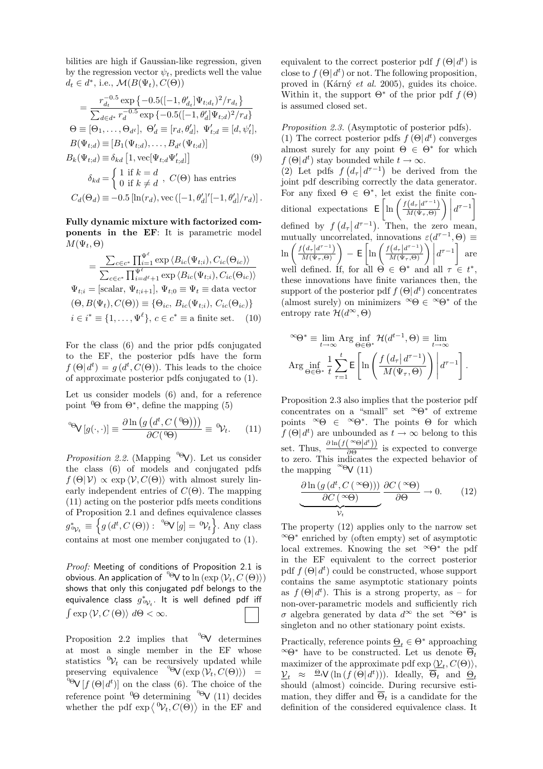bilities are high if Gaussian-like regression, given by the regression vector $\psi_t$, predicts well the value $d_t \in d^*$, i.e., $\mathcal{M}(B(\Psi_t), C(\Theta))$

$$
\begin{aligned}
&= \frac{r_{d_t}^{-0.5} \exp\left\{-0.5([-1,\theta'_{d_t}]\Psi_{t;d_t})^2/r_{d_t}\right\}}{\sum_{d\in d^*} r_d^{-0.5} \exp\left\{-0.5([-1,\theta'_d]\Psi_{t;d})^2/r_d\right\}} \\
&\Theta \equiv [\Theta_1,\ldots,\Theta_{d^\ell}],\ \Theta'_d \equiv [r_d,\theta'_d],\ \Psi'_{t;d} \equiv [d,\psi'_t], \\
&B(\Psi_{t;d}) \equiv [B_1(\Psi_{t;d}),\ldots,B_{d^\ell}(\Psi_{t;d})] \\
&B_k(\Psi_{t;d}) \equiv \delta_{kd}\left[1, \mathrm{vec}[\Psi_{t;d}\Psi'_{t;d}]\right] \qquad (9) \\
&\delta_{kd} = \begin{cases} 1 \text{ if } k = d \\ 0 \text{ if } k \neq d \end{cases},\ C(\Theta) \text{ has entries} \\
&C_d(\Theta_d) \equiv -0.5\left[\ln(r_d), \mathrm{vec}\left([-1,\theta'_d]'[-1,\theta'_d]/r_d\right)\right].
\end{aligned}
$$

**Fully dynamic mixture with factorized components in the EF**: It is parametric model $M(\Psi_t, \Theta)$

$$
\begin{aligned}
&= \frac{\sum_{c\in c^*} \prod_{i=1}^{\Psi^\ell} \exp\left\langle B_{ic}(\Psi_{t;i}), C_{ic}(\Theta_{ic})\right\rangle}{\sum_{c\in c^*} \prod_{i=d^\ell+1}^{\Psi^\ell} \exp\left\langle B_{ic}(\Psi_{t;i}), C_{ic}(\Theta_{ic})\right\rangle} \\
&\Psi_{t;i} = [\text{scalar},\ \Psi_{t;i+1}],\ \Psi_{t;0} \equiv \Psi_t \equiv \text{data vector} \\
&(\Theta, B(\Psi_t), C(\Theta)) \equiv \{\Theta_{ic},\ B_{ic}(\Psi_{t;i}),\ C_{ic}(\Theta_{ic})\} \\
&i \in i^* \equiv \{1,\ldots,\Psi^\ell\},\ c \in c^* \equiv \text{a finite set.} \qquad (10)
\end{aligned}
$$

For the class (6) and the prior pdfs conjugated to the EF, the posterior pdfs have the form $f(\Theta|d^t) = g(d^t, C(\Theta))$. This leads to the choice of approximate posterior pdfs conjugated to (1).

Let us consider models (6) and, for a reference point ${}^0\Theta$ from $\Theta^*$, define the mapping (5)

$$
{}^{{}^0\Theta}\mathsf{V}[g(\cdot,\cdot)] \equiv \frac{\partial \ln\left(g\left(d^t, C\left({}^0\Theta\right)\right)\right)}{\partial C({}^0\Theta)} \equiv {}^0\mathcal{V}_t. \qquad (11)
$$

*Proposition 2.2.* (Mapping ${}^{{}^0\Theta}\mathsf{V}$). Let us consider the class (6) of models and conjugated pdfs $f(\Theta|\mathcal{V}) \propto \exp\langle \mathcal{V}, C(\Theta)\rangle$ with almost surely linearly independent entries of $C(\Theta)$. The mapping (11) acting on the posterior pdfs meets conditions of Proposition 2.1 and defines equivalence classes $g^*_{{}^0\mathcal{V}_t} \equiv \left\{g\left(d^t, C(\Theta)\right) :\ {}^{{}^0\Theta}\mathsf{V}[g] = {}^0\mathcal{V}_t\right\}$. Any class contains at most one member conjugated to (1).

*Proof:* Meeting of conditions of Proposition 2.1 is obvious. An application of ${}^{{}^0\Theta}\mathsf{V}$ to $\ln\left(\exp\langle \mathcal{V}_t, C(\Theta)\rangle\right)$ shows that only this conjugated pdf belongs to the equivalence class $g^*_{{}^0\mathcal{V}_t}$. It is well defined pdf iff $\int \exp\langle \mathcal{V}, C(\Theta)\rangle\, d\Theta < \infty$. □

Proposition 2.2 implies that ${}^{{}^0\Theta}\mathsf{V}$ determines at most a single member in the EF whose statistics ${}^0\mathcal{V}_t$ can be recursively updated while preserving equivalence ${}^{{}^0\Theta}\mathsf{V}\left(\exp\langle \mathcal{V}_t, C(\Theta)\rangle\right) = {}^{{}^0\Theta}\mathsf{V}\left[f\left(\Theta|d^t\right)\right]$ on the class (6). The choice of the reference point ${}^0\Theta$ determining ${}^{{}^0\Theta}\mathsf{V}$ (11) decides whether the pdf $\exp\left\langle {}^0\mathcal{V}_t, C(\Theta)\right\rangle$ in the EF and equivalent to the correct posterior pdf $f\left(\Theta|d^t\right)$ is close to $f\left(\Theta|d^t\right)$ or not. The following proposition, proved in (Kárný *et al.* 2005), guides its choice. Within it, the support $\Theta^*$ of the prior pdf $f(\Theta)$ is assumed closed set.

*Proposition 2.3.* (Asymptotic of posterior pdfs).
(1) The correct posterior pdfs $f\left(\Theta|d^t\right)$ converges almost surely for any point $\Theta \in \Theta^*$ for which $f\left(\Theta|d^t\right)$ stay bounded while $t \to \infty$.
(2) Let pdfs $f\left(d_\tau|d^{\tau-1}\right)$ be derived from the joint pdf describing correctly the data generator. For any fixed $\Theta \in \Theta^*$, let exist the finite conditional expectations $\mathsf{E}\left[\ln\left(\frac{f\left(d_\tau|d^{\tau-1}\right)}{M(\Psi_\tau,\Theta)}\right)\middle| d^{\tau-1}\right]$ defined by $f\left(d_\tau|d^{\tau-1}\right)$. Then, the zero mean, mutually uncorrelated, innovations $\varepsilon(d^{\tau-1},\Theta) \equiv \ln\left(\frac{f\left(d_\tau|d^{\tau-1}\right)}{M(\Psi_\tau,\Theta)}\right) - \mathsf{E}\left[\ln\left(\frac{f\left(d_\tau|d^{\tau-1}\right)}{M(\Psi_\tau,\Theta)}\right)\middle| d^{\tau-1}\right]$ are well defined. If, for all $\Theta \in \Theta^*$ and all $\tau \in t^*$, these innovations have finite variances then, the support of the posterior pdf $f\left(\Theta|d^t\right)$ concentrates (almost surely) on minimizers ${}^\infty\Theta \in {}^\infty\Theta^*$ of the entropy rate $\mathcal{H}(d^\infty,\Theta)$

$$
\begin{aligned}
{}^\infty\Theta^* &\equiv \lim_{t\to\infty} \mathrm{Arg}\inf_{\Theta\in\Theta^*} \mathcal{H}(d^{t-1},\Theta) \equiv \lim_{t\to\infty} \\
&\mathrm{Arg}\inf_{\Theta\in\Theta^*} \frac{1}{t}\sum_{\tau=1}^{t} \mathsf{E}\left[\ln\left(\frac{f\left(d_\tau|d^{\tau-1}\right)}{M(\Psi_\tau,\Theta)}\right)\middle| d^{\tau-1}\right].
\end{aligned}
$$

Proposition 2.3 also implies that the posterior pdf concentrates on a "small" set ${}^\infty\Theta^*$ of extreme points ${}^\infty\Theta \in {}^\infty\Theta^*$. The points $\Theta$ for which $f\left(\Theta|d^t\right)$ are unbounded as $t \to \infty$ belong to this set. Thus, $\frac{\partial \ln\left(f\left({}^\infty\Theta|d^t\right)\right)}{\partial\Theta}$ is expected to converge to zero. This indicates the expected behavior of the mapping ${}^{{}^\infty\Theta}\mathsf{V}$ (11)

$$
\underbrace{\frac{\partial \ln\left(g\left(d^t, C\left({}^\infty\Theta\right)\right)\right)}{\partial C\left({}^\infty\Theta\right)}}_{\mathcal{V}_t} \frac{\partial C\left({}^\infty\Theta\right)}{\partial\Theta} \to 0. \qquad (12)
$$

The property (12) applies only to the narrow set ${}^\infty\Theta^*$ enriched by (often empty) set of asymptotic local extremes. Knowing the set ${}^\infty\Theta^*$ the pdf in the EF equivalent to the correct posterior pdf $f\left(\Theta|d^t\right)$ could be constructed, whose support contains the same asymptotic stationary points as $f\left(\Theta|d^t\right)$. This is a strong property, as – for non-over-parametric models and sufficiently rich $\sigma$ algebra generated by data $d^\infty$ the set ${}^\infty\Theta^*$ is singleton and no other stationary point exists.

Practically, reference points $\underline{\Theta}_t \in \Theta^*$ approaching ${}^\infty\Theta^*$ have to be constructed. Let us denote $\overline{\Theta}_t$ maximizer of the approximate pdf $\exp\langle \underline{\mathcal{V}}_t, C(\Theta)\rangle$, $\underline{\mathcal{V}}_t \approx {}^{\underline{\Theta}_t}\mathsf{V}\left(\ln\left(f\left(\Theta|d^t\right)\right)\right)$. Ideally, $\overline{\Theta}_t$ and $\underline{\Theta}_t$ should (almost) coincide. During recursive estimation, they differ and $\overline{\Theta}_t$ is a candidate for the definition of the considered equivalence class. It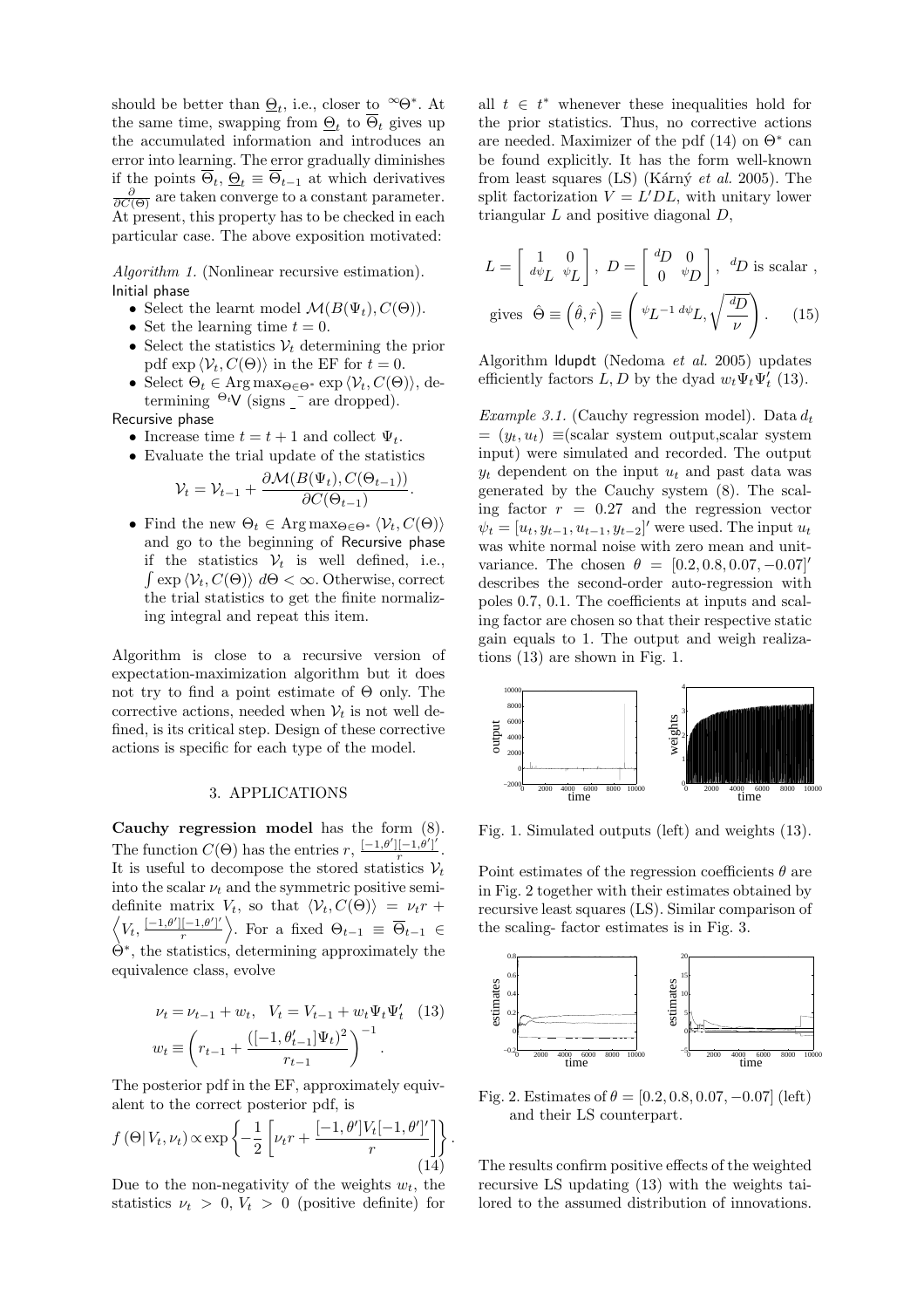should be better than $\underline{\Theta}_t$, i.e., closer to ${}^{\infty}\Theta^*$. At the same time, swapping from $\underline{\Theta}_t$ to $\overline{\Theta}_t$ gives up the accumulated information and introduces an error into learning. The error gradually diminishes if the points $\overline{\Theta}_t$, $\underline{\Theta}_t \equiv \overline{\Theta}_{t-1}$ at which derivatives $\frac{\partial}{\partial C(\Theta)}$ are taken converge to a constant parameter. At present, this property has to be checked in each particular case. The above exposition motivated:

*Algorithm 1.* (Nonlinear recursive estimation).

Initial phase

- Select the learnt model $\mathcal{M}(B(\Psi_t), C(\Theta))$.
- Set the learning time $t = 0$.
- Select the statistics $\mathcal{V}_t$ determining the prior pdf $\exp\langle\mathcal{V}_t, C(\Theta)\rangle$ in the EF for $t = 0$.
- Select $\Theta_t \in \mathrm{Arg}\max_{\Theta\in\Theta^*} \exp\langle\mathcal{V}_t, C(\Theta)\rangle$, determining ${}^{\Theta_t}\mathsf{V}$ (signs $\_\,\bar{}$ are dropped).

Recursive phase

- Increase time $t = t+1$ and collect $\Psi_t$.
- Evaluate the trial update of the statistics

$$\mathcal{V}_t = \mathcal{V}_{t-1} + \frac{\partial \mathcal{M}(B(\Psi_t), C(\Theta_{t-1}))}{\partial C(\Theta_{t-1})}.$$

- Find the new $\Theta_t \in \mathrm{Arg}\max_{\Theta\in\Theta^*} \langle\mathcal{V}_t, C(\Theta)\rangle$ and go to the beginning of Recursive phase if the statistics $\mathcal{V}_t$ is well defined, i.e., $\int \exp\langle\mathcal{V}_t, C(\Theta)\rangle\, d\Theta < \infty$. Otherwise, correct the trial statistics to get the finite normalizing integral and repeat this item.

Algorithm is close to a recursive version of expectation-maximization algorithm but it does not try to find a point estimate of $\Theta$ only. The corrective actions, needed when $\mathcal{V}_t$ is not well defined, is its critical step. Design of these corrective actions is specific for each type of the model.

## 3. APPLICATIONS

**Cauchy regression model** has the form (8). The function $C(\Theta)$ has the entries $r$, $\frac{[-1,\theta'][-1,\theta']'}{r}$. It is useful to decompose the stored statistics $\mathcal{V}_t$ into the scalar $\nu_t$ and the symmetric positive semi-definite matrix $V_t$, so that $\langle\mathcal{V}_t, C(\Theta)\rangle = \nu_t r + \left\langle V_t, \frac{[-1,\theta'][-1,\theta']'}{r}\right\rangle$. For a fixed $\Theta_{t-1} \equiv \overline{\Theta}_{t-1} \in \Theta^*$, the statistics, determining approximately the equivalence class, evolve

$$\nu_t = \nu_{t-1} + w_t, \quad V_t = V_{t-1} + w_t \Psi_t \Psi_t' \quad (13)$$
$$w_t \equiv \left( r_{t-1} + \frac{([-1,\theta_{t-1}']\Psi_t)^2}{r_{t-1}} \right)^{-1}.$$

The posterior pdf in the EF, approximately equivalent to the correct posterior pdf, is

$$f(\Theta|V_t,\nu_t) \propto \exp\left\{ -\frac{1}{2}\left[ \nu_t r + \frac{[-1,\theta']V_t[-1,\theta']'}{r} \right] \right\}. \quad (14)$$

Due to the non-negativity of the weights $w_t$, the statistics $\nu_t > 0$, $V_t > 0$ (positive definite) for all $t \in t^*$ whenever these inequalities hold for the prior statistics. Thus, no corrective actions are needed. Maximizer of the pdf (14) on $\Theta^*$ can be found explicitly. It has the form well-known from least squares (LS) (Kárný *et al.* 2005). The split factorization $V = L'DL$, with unitary lower triangular $L$ and positive diagonal $D$,

$$L = \begin{bmatrix} 1 & 0 \\ {}^{d\psi}L & {}^{\psi}L \end{bmatrix}, \; D = \begin{bmatrix} {}^{d}D & 0 \\ 0 & {}^{\psi}D \end{bmatrix}, \; {}^{d}D \text{ is scalar },$$
$$\text{gives } \; \hat{\Theta} \equiv \left(\hat{\theta}, \hat{r}\right) \equiv \left( {}^{\psi}L^{-1}\, {}^{d\psi}L, \sqrt{\frac{{}^{d}D}{\nu}} \right). \quad (15)$$

Algorithm ldupdt (Nedoma *et al.* 2005) updates efficiently factors $L, D$ by the dyad $w_t\Psi_t\Psi_t'$ (13).

*Example 3.1.* (Cauchy regression model). Data $d_t = (y_t, u_t) \equiv$(scalar system output,scalar system input) were simulated and recorded. The output $y_t$ dependent on the input $u_t$ and past data was generated by the Cauchy system (8). The scaling factor $r = 0.27$ and the regression vector $\psi_t = [u_t, y_{t-1}, u_{t-1}, y_{t-2}]'$ were used. The input $u_t$ was white normal noise with zero mean and unit-variance. The chosen $\theta = [0.2, 0.8, 0.07, -0.07]'$ describes the second-order auto-regression with poles 0.7, 0.1. The coefficients at inputs and scaling factor are chosen so that their respective static gain equals to 1. The output and weigh realizations (13) are shown in Fig. 1.

Fig. 1. Simulated outputs (left) and weights (13).

Point estimates of the regression coefficients $\theta$ are in Fig. 2 together with their estimates obtained by recursive least squares (LS). Similar comparison of the scaling- factor estimates is in Fig. 3.

Fig. 2. Estimates of $\theta = [0.2, 0.8, 0.07, -0.07]$ (left) and their LS counterpart.

The results confirm positive effects of the weighted recursive LS updating (13) with the weights tailored to the assumed distribution of innovations.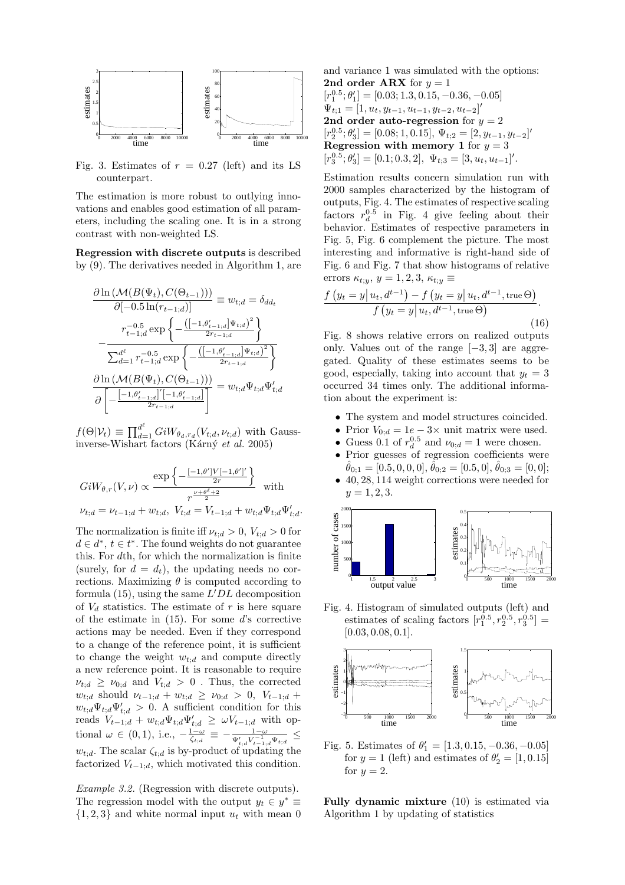Fig. 3. Estimates of $r = 0.27$ (left) and its LS counterpart.

The estimation is more robust to outlying innovations and enables good estimation of all parameters, including the scaling one. It is in a strong contrast with non-weighted LS.

**Regression with discrete outputs** is described by (9). The derivatives needed in Algorithm 1, are

$$\frac{\partial \ln \left(\mathcal{M}(B(\Psi_t), C(\Theta_{t-1}))\right)}{\partial[-0.5 \ln(r_{t-1;d})]} \equiv w_{t;d} = \delta_{dd_t}$$

$$-\frac{r_{t-1;d}^{-0.5} \exp\left\{-\frac{\left([-1,\theta'_{t-1;d}]\Psi_{t;d}\right)^2}{2r_{t-1;d}}\right\}}{\sum_{d=1}^{d^\ell} r_{t-1;d}^{-0.5} \exp\left\{-\frac{\left([-1,\theta'_{t-1;d}]\Psi_{t;d}\right)^2}{2r_{t-1;d}}\right\}}$$

$$\frac{\partial \ln \left(\mathcal{M}(B(\Psi_t), C(\Theta_{t-1}))\right)}{\partial\left[-\frac{[-1,\theta'_{t-1;d}]'[-1,\theta'_{t-1;d}]}{2r_{t-1;d}}\right]} = w_{t;d}\Psi_{t;d}\Psi'_{t;d}$$

$f(\Theta|\mathcal{V}_t) \equiv \prod_{d=1}^{d^\ell} GiW_{\theta_d, r_d}(V_{t;d}, \nu_{t;d})$ with Gauss-inverse-Wishart factors (Kárný *et al.* 2005)

$$GiW_{\theta,r}(V,\nu) \propto \frac{\exp\left\{-\frac{[-1,\theta']V[-1,\theta']'}{2r}\right\}}{r^{\frac{\nu+\theta^\ell+2}{2}}} \quad \text{with}$$

$$\nu_{t;d} = \nu_{t-1;d} + w_{t;d},\; V_{t;d} = V_{t-1;d} + w_{t;d}\Psi_{t;d}\Psi'_{t;d}.$$

The normalization is finite iff $\nu_{t;d} > 0$, $V_{t;d} > 0$ for $d \in d^*$, $t \in t^*$. The found weights do not guarantee this. For $d$th, for which the normalization is finite (surely, for $d = d_t$), the updating needs no corrections. Maximizing $\theta$ is computed according to formula (15), using the same $L'DL$ decomposition of $V_d$ statistics. The estimate of $r$ is here square of the estimate in (15). For some $d$'s corrective actions may be needed. Even if they correspond to a change of the reference point, it is sufficient to change the weight $w_{t;d}$ and compute directly a new reference point. It is reasonable to require $\nu_{t;d} \geq \nu_{0;d}$ and $V_{t;d} > 0$ . Thus, the corrected $w_{t;d}$ should $\nu_{t-1;d} + w_{t;d} \geq \nu_{0;d} > 0$, $V_{t-1;d} + w_{t;d}\Psi_{t;d}\Psi'_{t;d} > 0$. A sufficient condition for this reads $V_{t-1;d} + w_{t;d}\Psi_{t;d}\Psi'_{t;d} \geq \omega V_{t-1;d}$ with optional $\omega \in (0,1)$, i.e., $-\frac{1-\omega}{\zeta_{t;d}} \equiv -\frac{1-\omega}{\Psi'_{t;d}V^{-1}_{t-1;d}\Psi_{t;d}} \leq w_{t;d}$. The scalar $\zeta_{t;d}$ is by-product of updating the factorized $V_{t-1;d}$, which motivated this condition.

*Example 3.2.* (Regression with discrete outputs). The regression model with the output $y_t \in y^* \equiv \{1, 2, 3\}$ and white normal input $u_t$ with mean 0 and variance 1 was simulated with the options:

**2nd order ARX** for $y = 1$
$[r_1^{0.5}; \theta'_1] = [0.03; 1.3, 0.15, -0.36, -0.05]$
$\Psi_{t;1} = [1, u_t, y_{t-1}, u_{t-1}, y_{t-2}, u_{t-2}]'$

**2nd order auto-regression** for $y = 2$
$[r_2^{0.5}; \theta'_3] = [0.08; 1, 0.15]$, $\Psi_{t;2} = [2, y_{t-1}, y_{t-2}]'$

**Regression with memory 1** for $y = 3$
$[r_3^{0.5}; \theta'_3] = [0.1; 0.3, 2]$, $\Psi_{t;3} = [3, u_t, u_{t-1}]'$.

Estimation results concern simulation run with 2000 samples characterized by the histogram of outputs, Fig. 4. The estimates of respective scaling factors $r_d^{0.5}$ in Fig. 4 give feeling about their behavior. Estimates of respective parameters in Fig. 5, Fig. 6 complement the picture. The most interesting and informative is right-hand side of Fig. 6 and Fig. 7 that show histograms of relative errors $\kappa_{t;y}$, $y = 1, 2, 3$, $\kappa_{t;y} \equiv$

$$\frac{f\left(y_t = y\middle|\, u_t, d^{t-1}\right) - f\left(y_t = y\middle|\, u_t, d^{t-1}, \text{true}\,\Theta\right)}{f\left(y_t = y\middle|\, u_t, d^{t-1}, \text{true}\,\Theta\right)}. \tag{16}$$

Fig. 8 shows relative errors on realized outputs only. Values out of the range $[-3, 3]$ are aggregated. Quality of these estimates seems to be good, especially, taking into account that $y_t = 3$ occurred 34 times only. The additional information about the experiment is:

- The system and model structures coincided.
- Prior $V_{0;d} = 1e-3\times$ unit matrix were used.
- Guess 0.1 of $r_d^{0.5}$ and $\nu_{0;d} = 1$ were chosen.
- Prior guesses of regression coefficients were $\hat{\theta}_{0;1} = [0.5, 0, 0, 0]$, $\hat{\theta}_{0;2} = [0.5, 0]$, $\hat{\theta}_{0;3} = [0, 0]$;
- $40, 28, 114$ weight corrections were needed for $y = 1, 2, 3$.

Fig. 4. Histogram of simulated outputs (left) and estimates of scaling factors $[r_1^{0.5}, r_2^{0.5}, r_3^{0.5}] = [0.03, 0.08, 0.1]$.

Fig. 5. Estimates of $\theta'_1 = [1.3, 0.15, -0.36, -0.05]$ for $y = 1$ (left) and estimates of $\theta'_2 = [1, 0.15]$ for $y = 2$.

**Fully dynamic mixture** (10) is estimated via Algorithm 1 by updating of statistics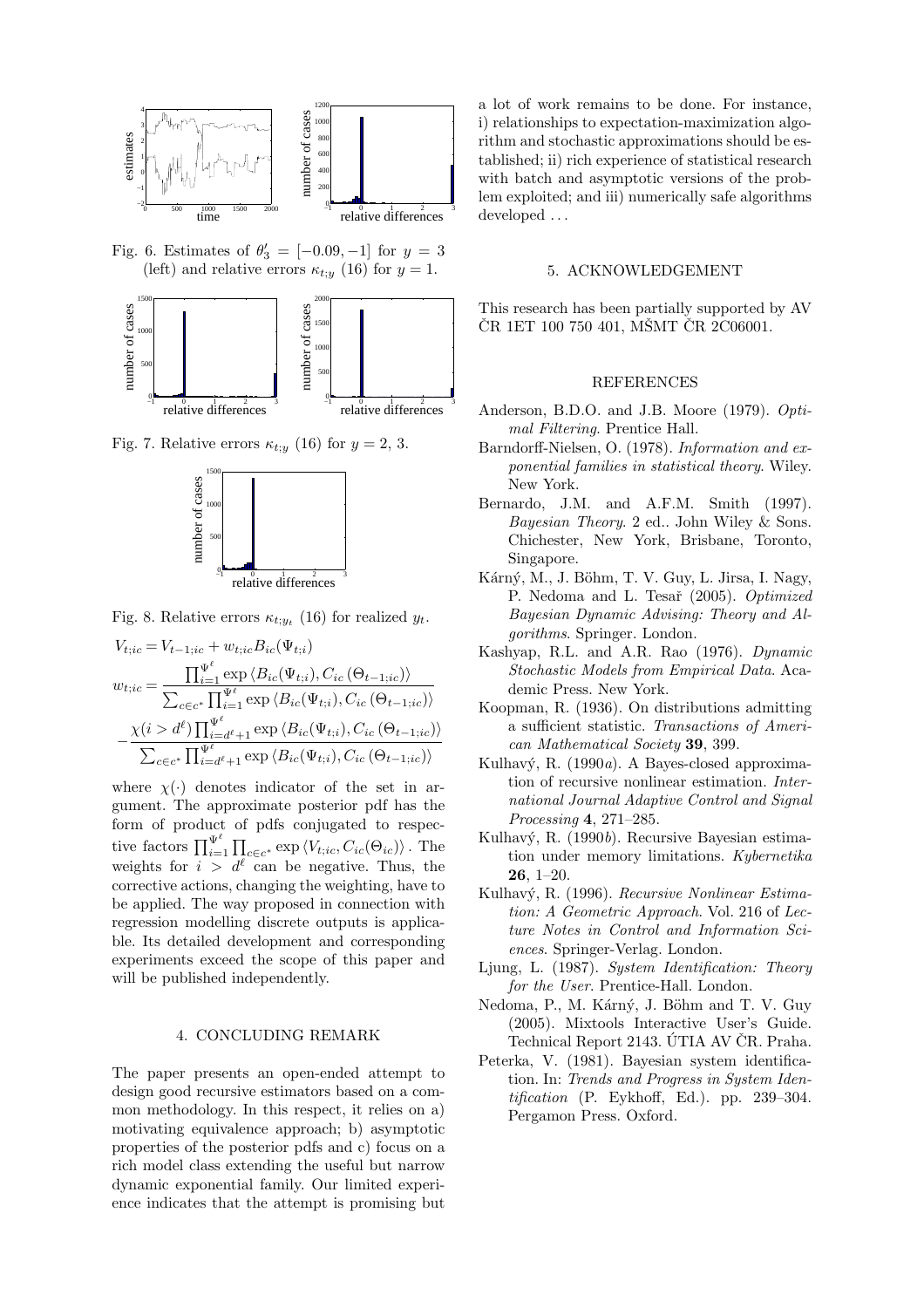estimates

time

number of cases

relative differences

Fig. 6. Estimates of $\theta'_3 = [-0.09, -1]$ for $y = 3$ (left) and relative errors $\kappa_{t;y}$ (16) for $y = 1$.

number of cases

relative differences

number of cases

relative differences

Fig. 7. Relative errors $\kappa_{t;y}$ (16) for $y = 2$, 3.

number of cases

relative differences

Fig. 8. Relative errors $\kappa_{t;y_t}$ (16) for realized $y_t$.

$$
V_{t;ic} = V_{t-1;ic} + w_{t;ic} B_{ic}(\Psi_{t;i})
$$

$$
w_{t;ic} = \frac{\prod_{i=1}^{\Psi^\ell} \exp \langle B_{ic}(\Psi_{t;i}), C_{ic}(\Theta_{t-1;ic}) \rangle}{\sum_{c \in c^*} \prod_{i=1}^{\Psi^\ell} \exp \langle B_{ic}(\Psi_{t;i}), C_{ic}(\Theta_{t-1;ic}) \rangle}
$$

$$
- \frac{\chi(i > d^\ell) \prod_{i=d^\ell+1}^{\Psi^\ell} \exp \langle B_{ic}(\Psi_{t;i}), C_{ic}(\Theta_{t-1;ic}) \rangle}{\sum_{c \in c^*} \prod_{i=d^\ell+1}^{\Psi^\ell} \exp \langle B_{ic}(\Psi_{t;i}), C_{ic}(\Theta_{t-1;ic}) \rangle}
$$

where $\chi(\cdot)$ denotes indicator of the set in argument. The approximate posterior pdf has the form of product of pdfs conjugated to respective factors $\prod_{i=1}^{\Psi^\ell} \prod_{c \in c^*} \exp \langle V_{t;ic}, C_{ic}(\Theta_{ic}) \rangle$. The weights for $i > d^\ell$ can be negative. Thus, the corrective actions, changing the weighting, have to be applied. The way proposed in connection with regression modelling discrete outputs is applicable. Its detailed development and corresponding experiments exceed the scope of this paper and will be published independently.

## 4. CONCLUDING REMARK

The paper presents an open-ended attempt to design good recursive estimators based on a common methodology. In this respect, it relies on a) motivating equivalence approach; b) asymptotic properties of the posterior pdfs and c) focus on a rich model class extending the useful but narrow dynamic exponential family. Our limited experience indicates that the attempt is promising but a lot of work remains to be done. For instance, i) relationships to expectation-maximization algorithm and stochastic approximations should be established; ii) rich experience of statistical research with batch and asymptotic versions of the problem exploited; and iii) numerically safe algorithms developed ...

## 5. ACKNOWLEDGEMENT

This research has been partially supported by AV ČR 1ET 100 750 401, MŠMT ČR 2C06001.

## REFERENCES

Anderson, B.D.O. and J.B. Moore (1979). *Optimal Filtering*. Prentice Hall.

Barndorff-Nielsen, O. (1978). *Information and exponential families in statistical theory*. Wiley. New York.

Bernardo, J.M. and A.F.M. Smith (1997). *Bayesian Theory*. 2 ed.. John Wiley & Sons. Chichester, New York, Brisbane, Toronto, Singapore.

Kárný, M., J. Böhm, T. V. Guy, L. Jirsa, I. Nagy, P. Nedoma and L. Tesař (2005). *Optimized Bayesian Dynamic Advising: Theory and Algorithms*. Springer. London.

Kashyap, R.L. and A.R. Rao (1976). *Dynamic Stochastic Models from Empirical Data*. Academic Press. New York.

Koopman, R. (1936). On distributions admitting a sufficient statistic. *Transactions of American Mathematical Society* **39**, 399.

Kulhavý, R. (1990*a*). A Bayes-closed approximation of recursive nonlinear estimation. *International Journal Adaptive Control and Signal Processing* **4**, 271–285.

Kulhavý, R. (1990*b*). Recursive Bayesian estimation under memory limitations. *Kybernetika* **26**, 1–20.

Kulhavý, R. (1996). *Recursive Nonlinear Estimation: A Geometric Approach*. Vol. 216 of *Lecture Notes in Control and Information Sciences*. Springer-Verlag. London.

Ljung, L. (1987). *System Identification: Theory for the User*. Prentice-Hall. London.

Nedoma, P., M. Kárný, J. Böhm and T. V. Guy (2005). Mixtools Interactive User's Guide. Technical Report 2143. ÚTIA AV ČR. Praha.

Peterka, V. (1981). Bayesian system identification. In: *Trends and Progress in System Identification* (P. Eykhoff, Ed.). pp. 239–304. Pergamon Press. Oxford.